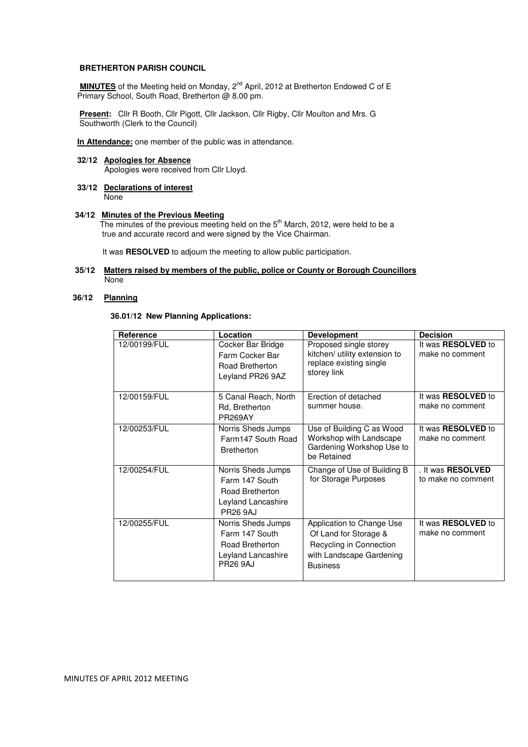**BRETHERTON PARISH COUNCIL**

**MINUTES** of the Meeting held on Monday, 2nd April, 2012 at Bretherton Endowed C of E Primary School, South Road, Bretherton @ 8.00 pm.

**Present:** Cllr R Booth, Cllr Pigott, Cllr Jackson, Cllr Rigby, Cllr Moulton and Mrs. G Southworth (Clerk to the Council)

**In Attendance:** one member of the public was in attendance.

**32/12 Apologies for Absence**

Apologies were received from Cllr Lloyd.

**33/12 Declarations of interest**

None

**34/12 Minutes of the Previous Meeting**

The minutes of the previous meeting held on the 5th March, 2012, were held to be a true and accurate record and were signed by the Vice Chairman.

It was **RESOLVED** to adjourn the meeting to allow public participation.

**35/12 Matters raised by members of the public, police or County or Borough Councillors**

None

**36/12 Planning**

**36.01/12 New Planning Applications:**

| Reference | Location | Development | Decision |
|---|---|---|---|
| 12/00199/FUL | Cocker Bar Bridge Farm Cocker Bar Road Bretherton Leyland PR26 9AZ | Proposed single storey kitchen/ utility extension to replace existing single storey link | It was **RESOLVED** to make no comment |
| 12/00159/FUL | 5 Canal Reach, North Rd, Bretherton PR269AY | Erection of detached summer house. | It was **RESOLVED** to make no comment |
| 12/00253/FUL | Norris Sheds Jumps Farm147 South Road Bretherton | Use of Building C as Wood Workshop with Landscape Gardening Workshop Use to be Retained | It was **RESOLVED** to make no comment |
| 12/00254/FUL | Norris Sheds Jumps Farm 147 South Road Bretherton Leyland Lancashire PR26 9AJ | Change of Use of Building B for Storage Purposes | . It was **RESOLVED** to make no comment |
| 12/00255/FUL | Norris Sheds Jumps Farm 147 South Road Bretherton Leyland Lancashire PR26 9AJ | Application to Change Use Of Land for Storage & Recycling in Connection with Landscape Gardening Business | It was **RESOLVED** to make no comment |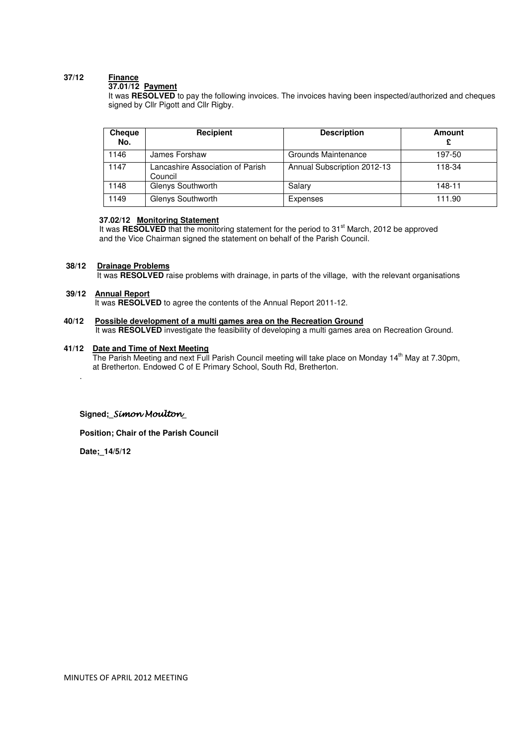**37/12 Finance**

**37.01/12 Payment**

It was **RESOLVED** to pay the following invoices. The invoices having been inspected/authorized and cheques signed by Cllr Pigott and Cllr Rigby.

| Cheque No. | Recipient | Description | Amount £ |
|---|---|---|---|
| 1146 | James Forshaw | Grounds Maintenance | 197-50 |
| 1147 | Lancashire Association of Parish Council | Annual Subscription 2012-13 | 118-34 |
| 1148 | Glenys Southworth | Salary | 148-11 |
| 1149 | Glenys Southworth | Expenses | 111.90 |

**37.02/12 Monitoring Statement**

It was **RESOLVED** that the monitoring statement for the period to 31st March, 2012 be approved and the Vice Chairman signed the statement on behalf of the Parish Council.

**38/12 Drainage Problems**

It was **RESOLVED** raise problems with drainage, in parts of the village, with the relevant organisations

**39/12 Annual Report**

It was **RESOLVED** to agree the contents of the Annual Report 2011-12.

**40/12 Possible development of a multi games area on the Recreation Ground**

It was **RESOLVED** investigate the feasibility of developing a multi games area on Recreation Ground.

**41/12 Date and Time of Next Meeting**

The Parish Meeting and next Full Parish Council meeting will take place on Monday 14th May at 7.30pm, at Bretherton. Endowed C of E Primary School, South Rd, Bretherton.

.

**Signed;** _*Simon Moulton*_

**Position; Chair of the Parish Council**

**Date;_14/5/12**

MINUTES OF APRIL 2012 MEETING